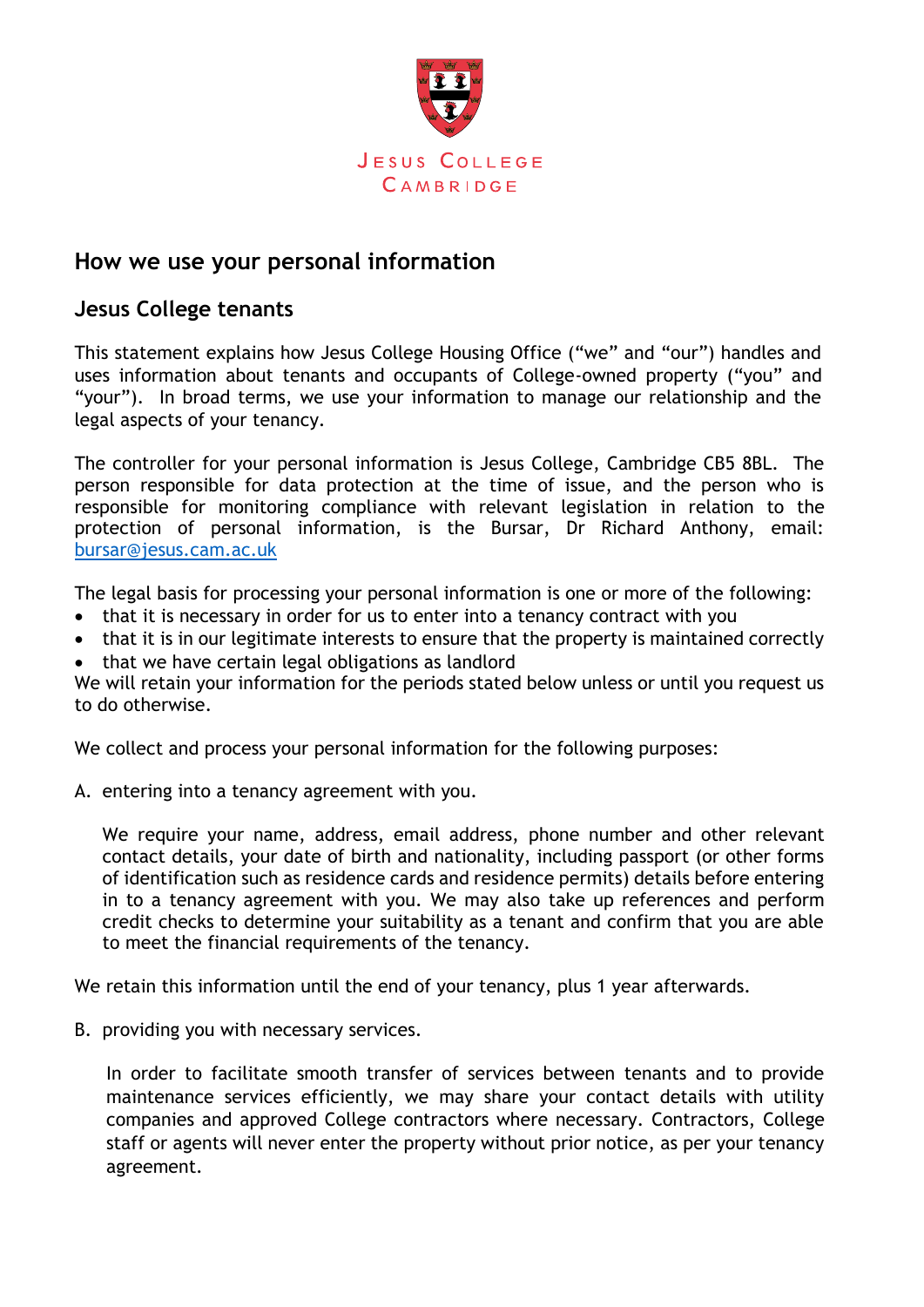Jesus College
Cambridge

# How we use your personal information

## Jesus College tenants

This statement explains how Jesus College Housing Office ("we" and "our") handles and uses information about tenants and occupants of College-owned property ("you" and "your"). In broad terms, we use your information to manage our relationship and the legal aspects of your tenancy.

The controller for your personal information is Jesus College, Cambridge CB5 8BL. The person responsible for data protection at the time of issue, and the person who is responsible for monitoring compliance with relevant legislation in relation to the protection of personal information, is the Bursar, Dr Richard Anthony, email: bursar@jesus.cam.ac.uk

The legal basis for processing your personal information is one or more of the following:

- that it is necessary in order for us to enter into a tenancy contract with you
- that it is in our legitimate interests to ensure that the property is maintained correctly
- that we have certain legal obligations as landlord

We will retain your information for the periods stated below unless or until you request us to do otherwise.

We collect and process your personal information for the following purposes:

A. entering into a tenancy agreement with you.

   We require your name, address, email address, phone number and other relevant contact details, your date of birth and nationality, including passport (or other forms of identification such as residence cards and residence permits) details before entering in to a tenancy agreement with you. We may also take up references and perform credit checks to determine your suitability as a tenant and confirm that you are able to meet the financial requirements of the tenancy.

We retain this information until the end of your tenancy, plus 1 year afterwards.

B. providing you with necessary services.

   In order to facilitate smooth transfer of services between tenants and to provide maintenance services efficiently, we may share your contact details with utility companies and approved College contractors where necessary. Contractors, College staff or agents will never enter the property without prior notice, as per your tenancy agreement.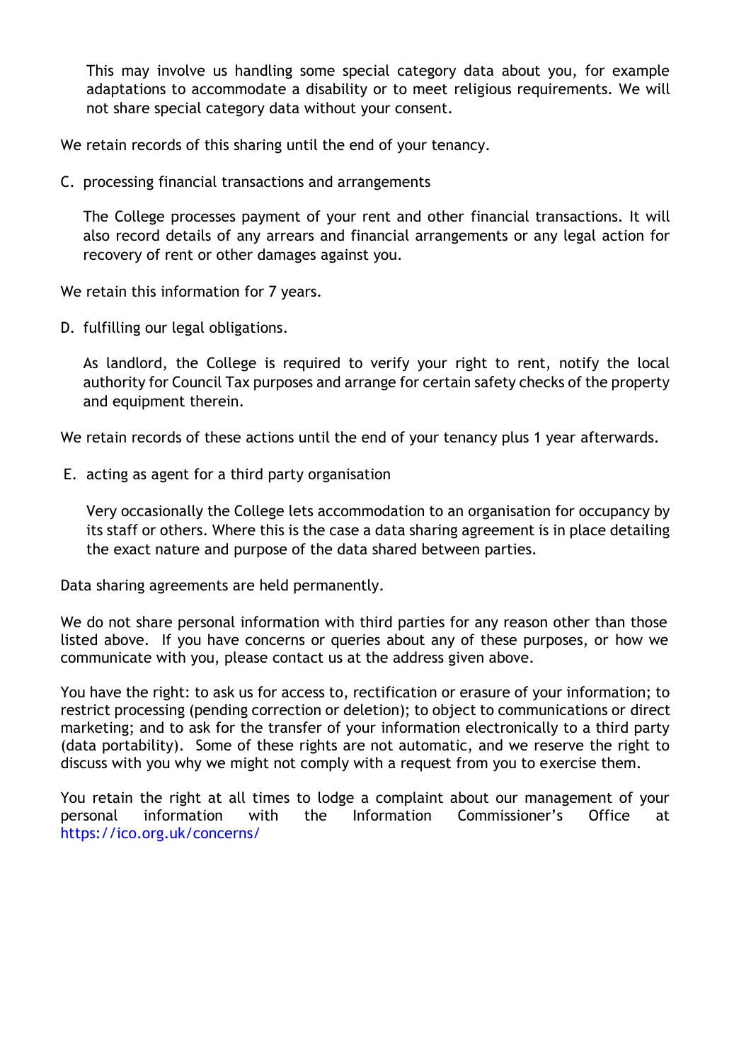This may involve us handling some special category data about you, for example adaptations to accommodate a disability or to meet religious requirements. We will not share special category data without your consent.

We retain records of this sharing until the end of your tenancy.

C. processing financial transactions and arrangements

The College processes payment of your rent and other financial transactions. It will also record details of any arrears and financial arrangements or any legal action for recovery of rent or other damages against you.

We retain this information for 7 years.

D. fulfilling our legal obligations.

As landlord, the College is required to verify your right to rent, notify the local authority for Council Tax purposes and arrange for certain safety checks of the property and equipment therein.

We retain records of these actions until the end of your tenancy plus 1 year afterwards.

E. acting as agent for a third party organisation

Very occasionally the College lets accommodation to an organisation for occupancy by its staff or others. Where this is the case a data sharing agreement is in place detailing the exact nature and purpose of the data shared between parties.

Data sharing agreements are held permanently.

We do not share personal information with third parties for any reason other than those listed above. If you have concerns or queries about any of these purposes, or how we communicate with you, please contact us at the address given above.

You have the right: to ask us for access to, rectification or erasure of your information; to restrict processing (pending correction or deletion); to object to communications or direct marketing; and to ask for the transfer of your information electronically to a third party (data portability). Some of these rights are not automatic, and we reserve the right to discuss with you why we might not comply with a request from you to exercise them.

You retain the right at all times to lodge a complaint about our management of your personal information with the Information Commissioner's Office at https://ico.org.uk/concerns/